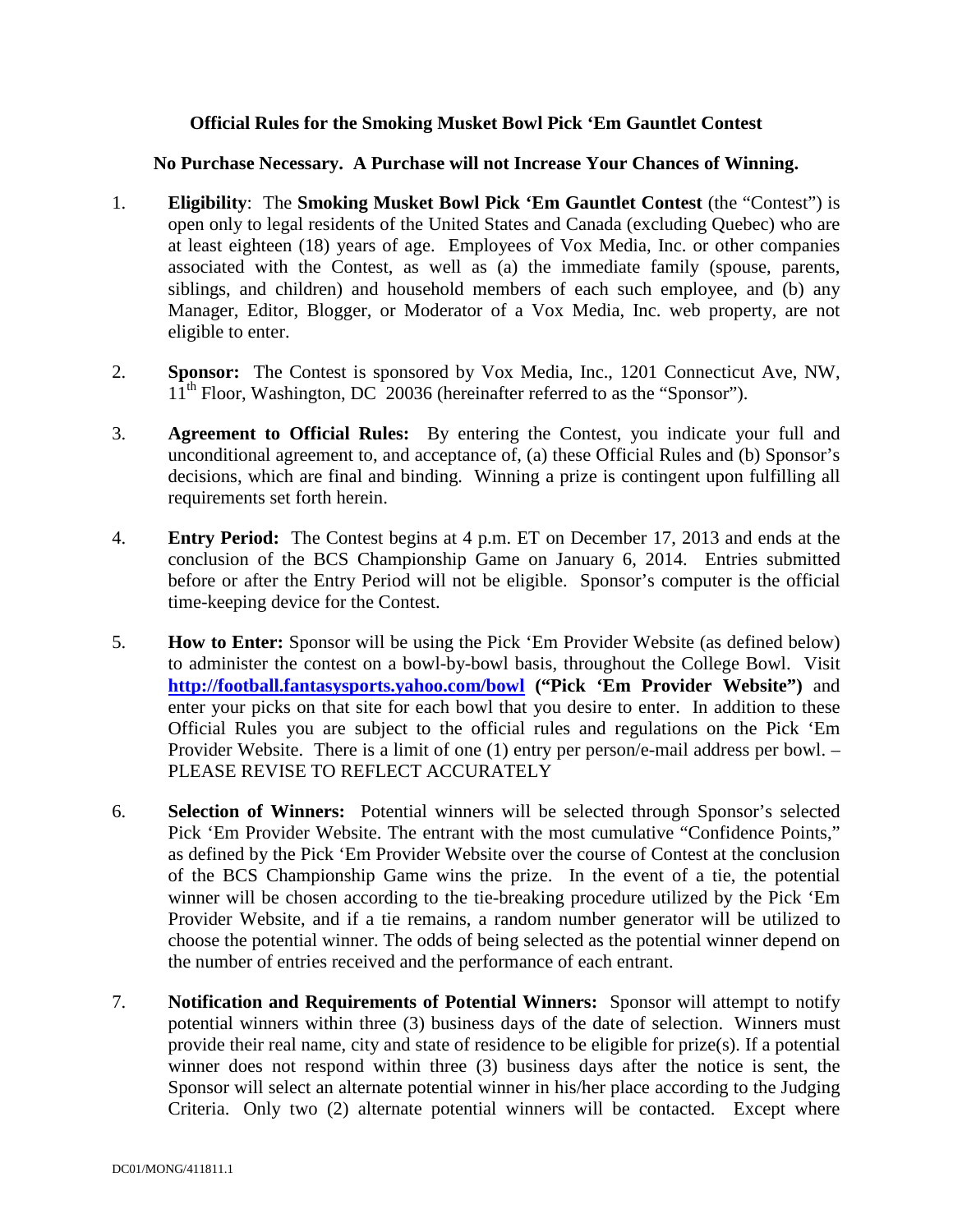**Official Rules for the Smoking Musket Bowl Pick 'Em Gauntlet Contest**

**No Purchase Necessary. A Purchase will not Increase Your Chances of Winning.**

1. **Eligibility**: The **Smoking Musket Bowl Pick 'Em Gauntlet Contest** (the "Contest") is open only to legal residents of the United States and Canada (excluding Quebec) who are at least eighteen (18) years of age. Employees of Vox Media, Inc. or other companies associated with the Contest, as well as (a) the immediate family (spouse, parents, siblings, and children) and household members of each such employee, and (b) any Manager, Editor, Blogger, or Moderator of a Vox Media, Inc. web property, are not eligible to enter.

2. **Sponsor:** The Contest is sponsored by Vox Media, Inc., 1201 Connecticut Ave, NW, 11th Floor, Washington, DC 20036 (hereinafter referred to as the "Sponsor").

3. **Agreement to Official Rules:** By entering the Contest, you indicate your full and unconditional agreement to, and acceptance of, (a) these Official Rules and (b) Sponsor's decisions, which are final and binding. Winning a prize is contingent upon fulfilling all requirements set forth herein.

4. **Entry Period:** The Contest begins at 4 p.m. ET on December 17, 2013 and ends at the conclusion of the BCS Championship Game on January 6, 2014. Entries submitted before or after the Entry Period will not be eligible. Sponsor's computer is the official time-keeping device for the Contest.

5. **How to Enter:** Sponsor will be using the Pick 'Em Provider Website (as defined below) to administer the contest on a bowl-by-bowl basis, throughout the College Bowl. Visit **http://football.fantasysports.yahoo.com/bowl** **("Pick 'Em Provider Website")** and enter your picks on that site for each bowl that you desire to enter. In addition to these Official Rules you are subject to the official rules and regulations on the Pick 'Em Provider Website. There is a limit of one (1) entry per person/e-mail address per bowl. – PLEASE REVISE TO REFLECT ACCURATELY

6. **Selection of Winners:** Potential winners will be selected through Sponsor's selected Pick 'Em Provider Website. The entrant with the most cumulative "Confidence Points," as defined by the Pick 'Em Provider Website over the course of Contest at the conclusion of the BCS Championship Game wins the prize. In the event of a tie, the potential winner will be chosen according to the tie-breaking procedure utilized by the Pick 'Em Provider Website, and if a tie remains, a random number generator will be utilized to choose the potential winner. The odds of being selected as the potential winner depend on the number of entries received and the performance of each entrant.

7. **Notification and Requirements of Potential Winners:** Sponsor will attempt to notify potential winners within three (3) business days of the date of selection. Winners must provide their real name, city and state of residence to be eligible for prize(s). If a potential winner does not respond within three (3) business days after the notice is sent, the Sponsor will select an alternate potential winner in his/her place according to the Judging Criteria. Only two (2) alternate potential winners will be contacted. Except where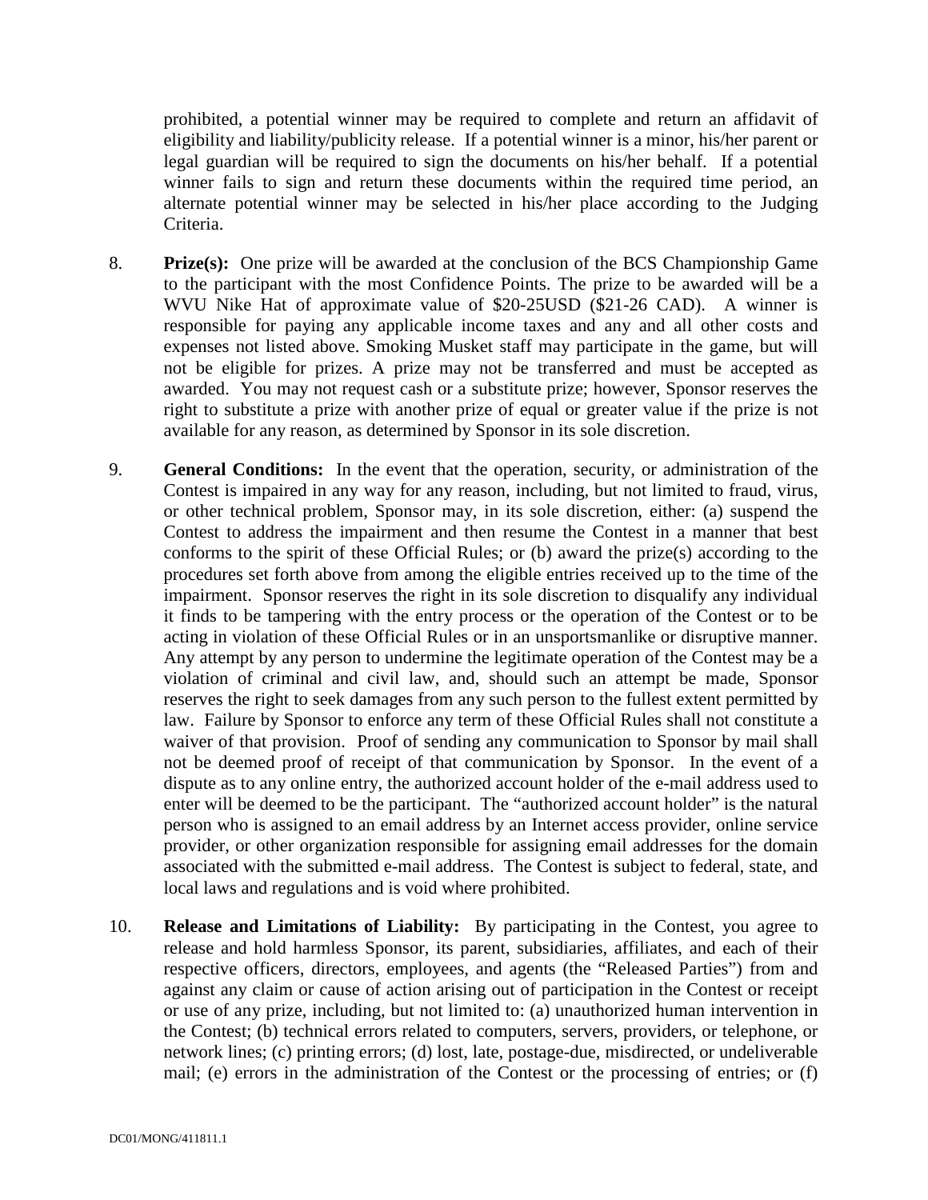prohibited, a potential winner may be required to complete and return an affidavit of eligibility and liability/publicity release. If a potential winner is a minor, his/her parent or legal guardian will be required to sign the documents on his/her behalf. If a potential winner fails to sign and return these documents within the required time period, an alternate potential winner may be selected in his/her place according to the Judging Criteria.

8. **Prize(s):** One prize will be awarded at the conclusion of the BCS Championship Game to the participant with the most Confidence Points. The prize to be awarded will be a WVU Nike Hat of approximate value of $20-25USD ($21-26 CAD). A winner is responsible for paying any applicable income taxes and any and all other costs and expenses not listed above. Smoking Musket staff may participate in the game, but will not be eligible for prizes. A prize may not be transferred and must be accepted as awarded. You may not request cash or a substitute prize; however, Sponsor reserves the right to substitute a prize with another prize of equal or greater value if the prize is not available for any reason, as determined by Sponsor in its sole discretion.

9. **General Conditions:** In the event that the operation, security, or administration of the Contest is impaired in any way for any reason, including, but not limited to fraud, virus, or other technical problem, Sponsor may, in its sole discretion, either: (a) suspend the Contest to address the impairment and then resume the Contest in a manner that best conforms to the spirit of these Official Rules; or (b) award the prize(s) according to the procedures set forth above from among the eligible entries received up to the time of the impairment. Sponsor reserves the right in its sole discretion to disqualify any individual it finds to be tampering with the entry process or the operation of the Contest or to be acting in violation of these Official Rules or in an unsportsmanlike or disruptive manner. Any attempt by any person to undermine the legitimate operation of the Contest may be a violation of criminal and civil law, and, should such an attempt be made, Sponsor reserves the right to seek damages from any such person to the fullest extent permitted by law. Failure by Sponsor to enforce any term of these Official Rules shall not constitute a waiver of that provision. Proof of sending any communication to Sponsor by mail shall not be deemed proof of receipt of that communication by Sponsor. In the event of a dispute as to any online entry, the authorized account holder of the e-mail address used to enter will be deemed to be the participant. The "authorized account holder" is the natural person who is assigned to an email address by an Internet access provider, online service provider, or other organization responsible for assigning email addresses for the domain associated with the submitted e-mail address. The Contest is subject to federal, state, and local laws and regulations and is void where prohibited.

10. **Release and Limitations of Liability:** By participating in the Contest, you agree to release and hold harmless Sponsor, its parent, subsidiaries, affiliates, and each of their respective officers, directors, employees, and agents (the "Released Parties") from and against any claim or cause of action arising out of participation in the Contest or receipt or use of any prize, including, but not limited to: (a) unauthorized human intervention in the Contest; (b) technical errors related to computers, servers, providers, or telephone, or network lines; (c) printing errors; (d) lost, late, postage-due, misdirected, or undeliverable mail; (e) errors in the administration of the Contest or the processing of entries; or (f)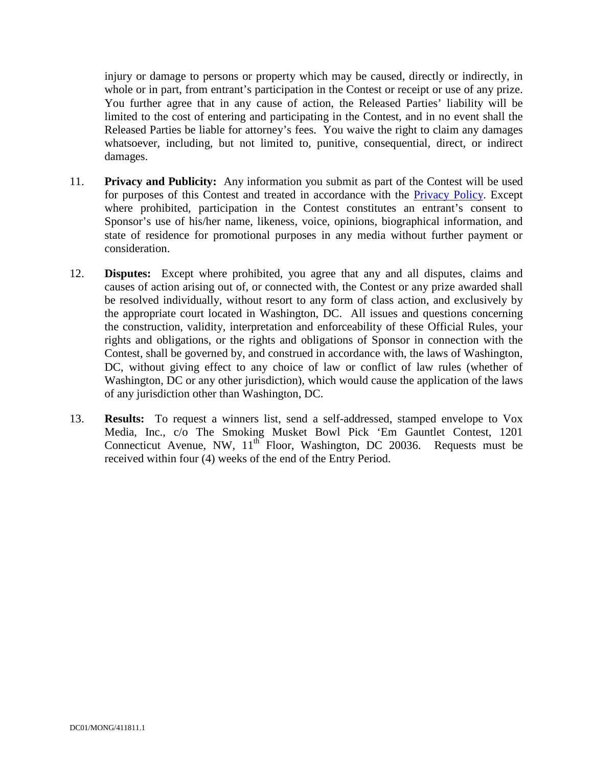injury or damage to persons or property which may be caused, directly or indirectly, in whole or in part, from entrant's participation in the Contest or receipt or use of any prize. You further agree that in any cause of action, the Released Parties' liability will be limited to the cost of entering and participating in the Contest, and in no event shall the Released Parties be liable for attorney's fees. You waive the right to claim any damages whatsoever, including, but not limited to, punitive, consequential, direct, or indirect damages.

11. **Privacy and Publicity:** Any information you submit as part of the Contest will be used for purposes of this Contest and treated in accordance with the Privacy Policy. Except where prohibited, participation in the Contest constitutes an entrant's consent to Sponsor's use of his/her name, likeness, voice, opinions, biographical information, and state of residence for promotional purposes in any media without further payment or consideration.

12. **Disputes:** Except where prohibited, you agree that any and all disputes, claims and causes of action arising out of, or connected with, the Contest or any prize awarded shall be resolved individually, without resort to any form of class action, and exclusively by the appropriate court located in Washington, DC. All issues and questions concerning the construction, validity, interpretation and enforceability of these Official Rules, your rights and obligations, or the rights and obligations of Sponsor in connection with the Contest, shall be governed by, and construed in accordance with, the laws of Washington, DC, without giving effect to any choice of law or conflict of law rules (whether of Washington, DC or any other jurisdiction), which would cause the application of the laws of any jurisdiction other than Washington, DC.

13. **Results:** To request a winners list, send a self-addressed, stamped envelope to Vox Media, Inc., c/o The Smoking Musket Bowl Pick 'Em Gauntlet Contest, 1201 Connecticut Avenue, NW, 11th Floor, Washington, DC 20036. Requests must be received within four (4) weeks of the end of the Entry Period.

DC01/MONG/411811.1